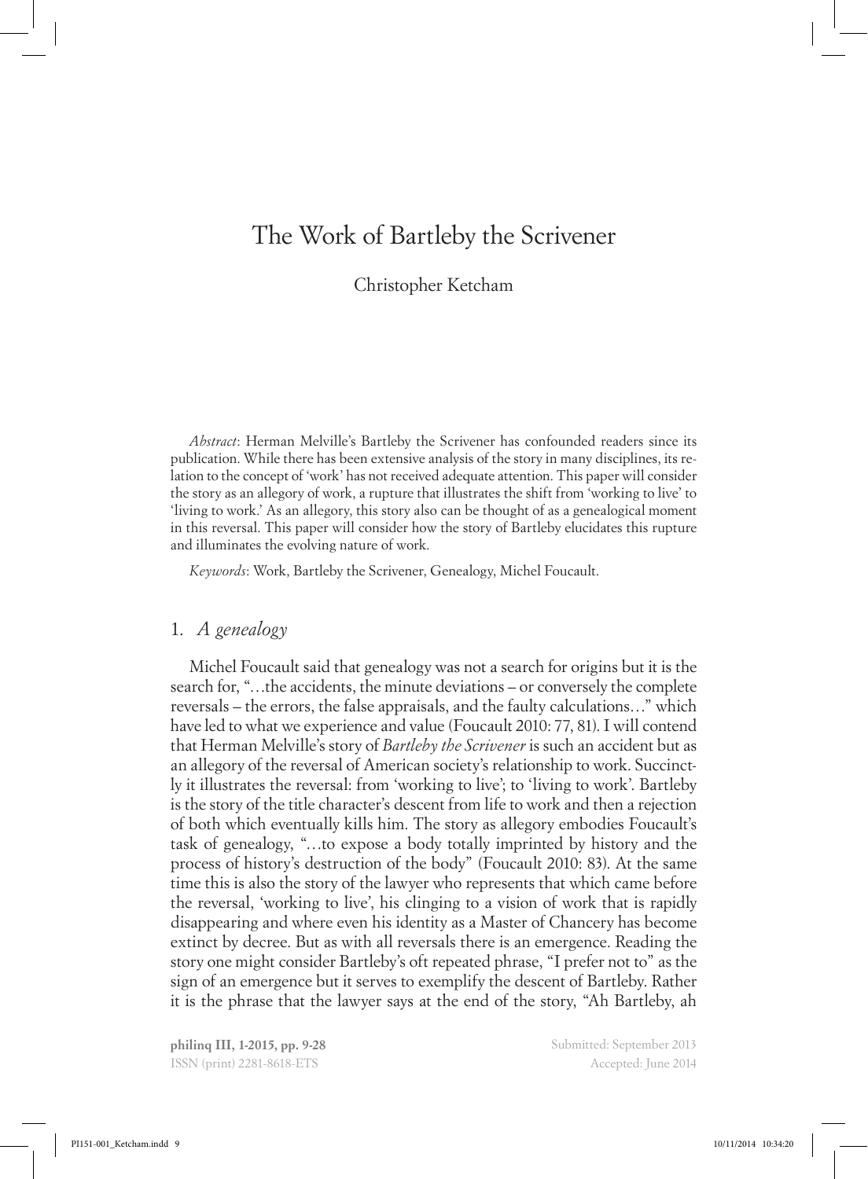# The Work of Bartleby the Scrivener

Christopher Ketcham

*Abstract*: Herman Melville's Bartleby the Scrivener has confounded readers since its publication. While there has been extensive analysis of the story in many disciplines, its relation to the concept of 'work' has not received adequate attention. This paper will consider the story as an allegory of work, a rupture that illustrates the shift from 'working to live' to 'living to work.' As an allegory, this story also can be thought of as a genealogical moment in this reversal. This paper will consider how the story of Bartleby elucidates this rupture and illuminates the evolving nature of work.

*Keywords*: Work, Bartleby the Scrivener, Genealogy, Michel Foucault.

## 1. *A genealogy*

Michel Foucault said that genealogy was not a search for origins but it is the search for, "…the accidents, the minute deviations – or conversely the complete reversals – the errors, the false appraisals, and the faulty calculations…" which have led to what we experience and value (Foucault 2010: 77, 81). I will contend that Herman Melville's story of *Bartleby the Scrivener* is such an accident but as an allegory of the reversal of American society's relationship to work. Succinctly it illustrates the reversal: from 'working to live'; to 'living to work'. Bartleby is the story of the title character's descent from life to work and then a rejection of both which eventually kills him. The story as allegory embodies Foucault's task of genealogy, "…to expose a body totally imprinted by history and the process of history's destruction of the body" (Foucault 2010: 83). At the same time this is also the story of the lawyer who represents that which came before the reversal, 'working to live', his clinging to a vision of work that is rapidly disappearing and where even his identity as a Master of Chancery has become extinct by decree. But as with all reversals there is an emergence. Reading the story one might consider Bartleby's oft repeated phrase, "I prefer not to" as the sign of an emergence but it serves to exemplify the descent of Bartleby. Rather it is the phrase that the lawyer says at the end of the story, "Ah Bartleby, ah

Submitted: September 2013
Accepted: June 2014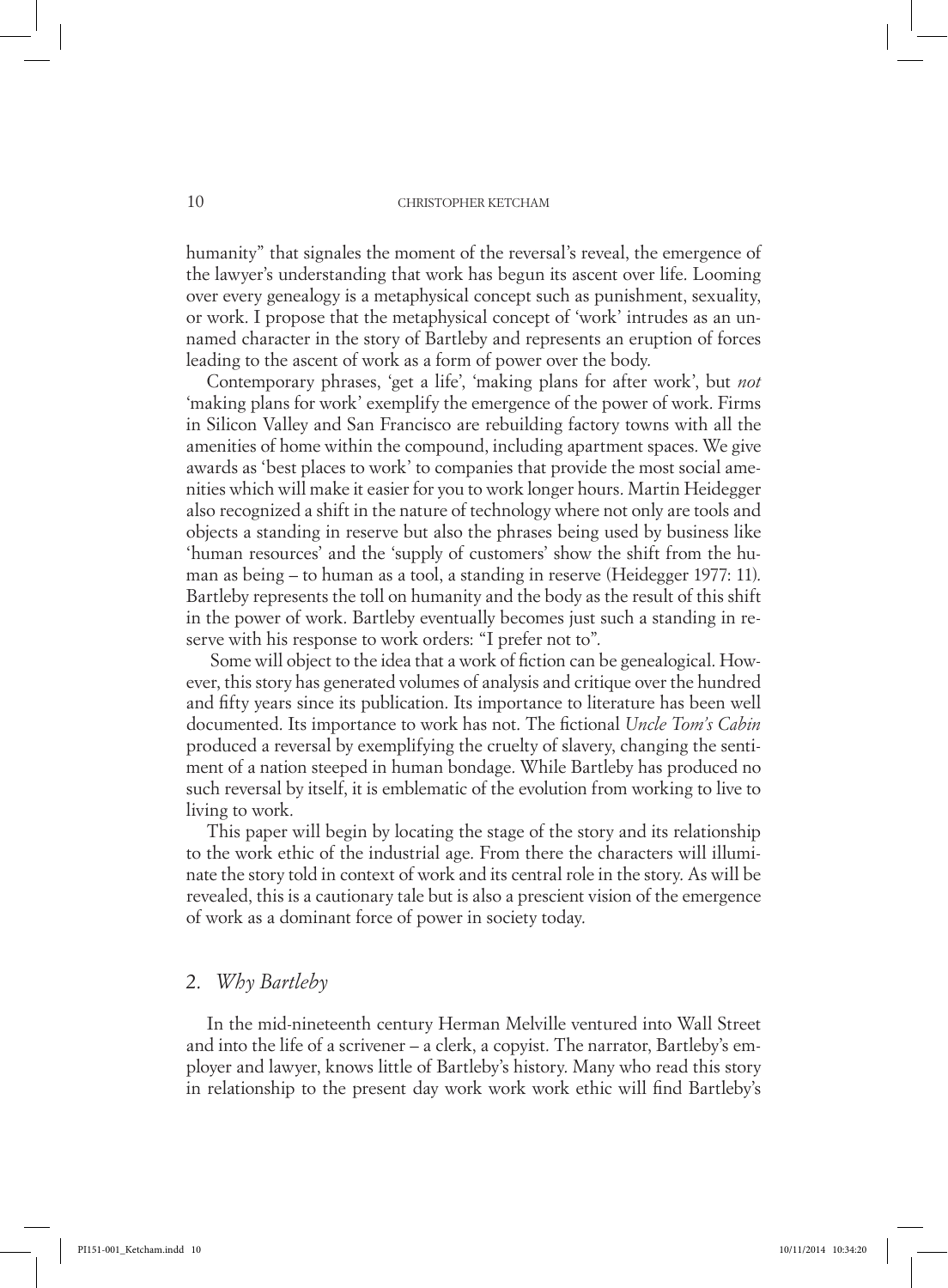humanity" that signales the moment of the reversal's reveal, the emergence of the lawyer's understanding that work has begun its ascent over life. Looming over every genealogy is a metaphysical concept such as punishment, sexuality, or work. I propose that the metaphysical concept of 'work' intrudes as an unnamed character in the story of Bartleby and represents an eruption of forces leading to the ascent of work as a form of power over the body.

Contemporary phrases, 'get a life', 'making plans for after work', but *not* 'making plans for work' exemplify the emergence of the power of work. Firms in Silicon Valley and San Francisco are rebuilding factory towns with all the amenities of home within the compound, including apartment spaces. We give awards as 'best places to work' to companies that provide the most social amenities which will make it easier for you to work longer hours. Martin Heidegger also recognized a shift in the nature of technology where not only are tools and objects a standing in reserve but also the phrases being used by business like 'human resources' and the 'supply of customers' show the shift from the human as being – to human as a tool, a standing in reserve (Heidegger 1977: 11). Bartleby represents the toll on humanity and the body as the result of this shift in the power of work. Bartleby eventually becomes just such a standing in reserve with his response to work orders: "I prefer not to".

Some will object to the idea that a work of fiction can be genealogical. However, this story has generated volumes of analysis and critique over the hundred and fifty years since its publication. Its importance to literature has been well documented. Its importance to work has not. The fictional *Uncle Tom's Cabin* produced a reversal by exemplifying the cruelty of slavery, changing the sentiment of a nation steeped in human bondage. While Bartleby has produced no such reversal by itself, it is emblematic of the evolution from working to live to living to work.

This paper will begin by locating the stage of the story and its relationship to the work ethic of the industrial age. From there the characters will illuminate the story told in context of work and its central role in the story. As will be revealed, this is a cautionary tale but is also a prescient vision of the emergence of work as a dominant force of power in society today.

## 2. *Why Bartleby*

In the mid-nineteenth century Herman Melville ventured into Wall Street and into the life of a scrivener – a clerk, a copyist. The narrator, Bartleby's employer and lawyer, knows little of Bartleby's history. Many who read this story in relationship to the present day work work work ethic will find Bartleby's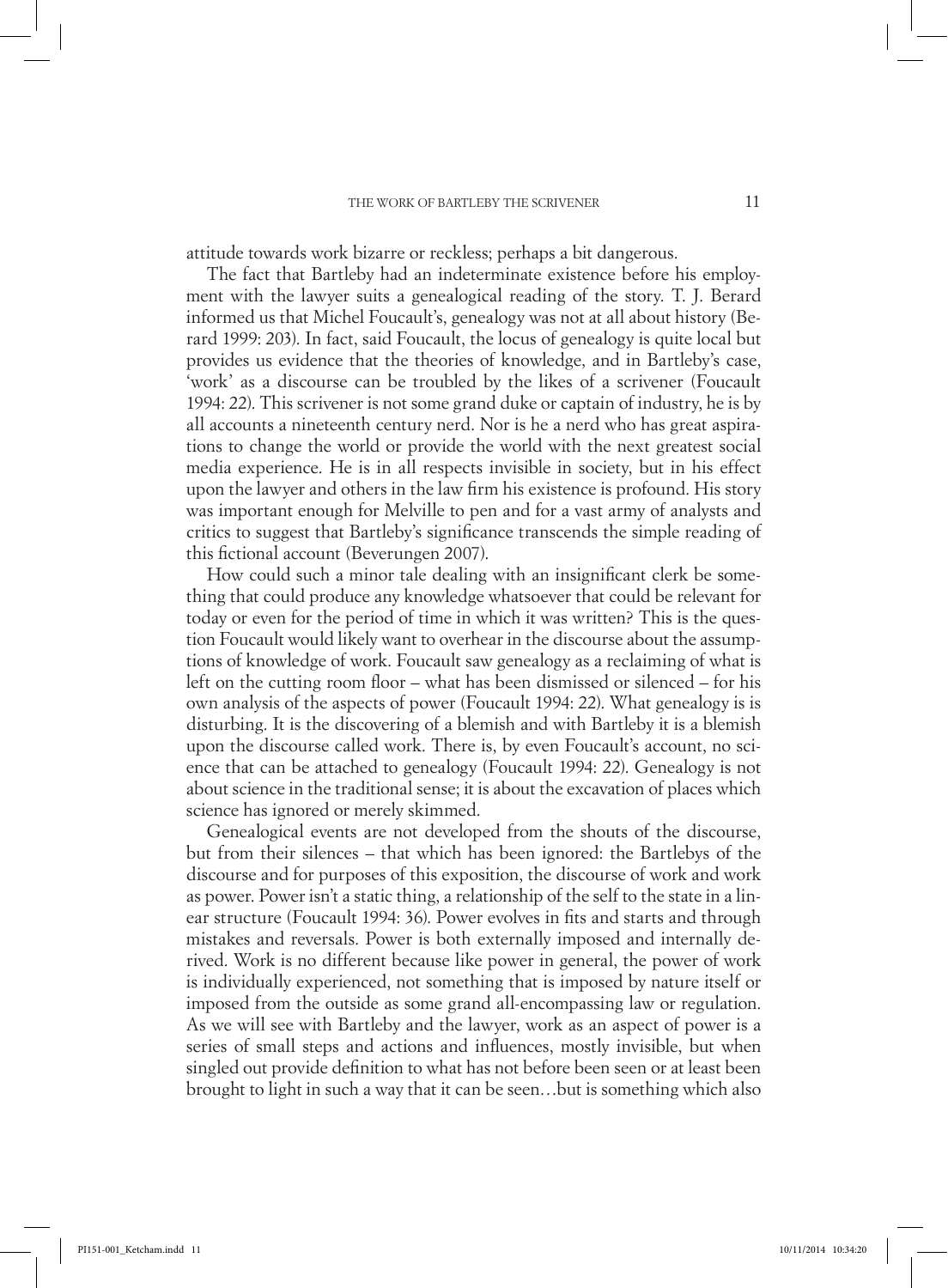attitude towards work bizarre or reckless; perhaps a bit dangerous.

The fact that Bartleby had an indeterminate existence before his employment with the lawyer suits a genealogical reading of the story. T. J. Berard informed us that Michel Foucault's, genealogy was not at all about history (Berard 1999: 203). In fact, said Foucault, the locus of genealogy is quite local but provides us evidence that the theories of knowledge, and in Bartleby's case, 'work' as a discourse can be troubled by the likes of a scrivener (Foucault 1994: 22). This scrivener is not some grand duke or captain of industry, he is by all accounts a nineteenth century nerd. Nor is he a nerd who has great aspirations to change the world or provide the world with the next greatest social media experience. He is in all respects invisible in society, but in his effect upon the lawyer and others in the law firm his existence is profound. His story was important enough for Melville to pen and for a vast army of analysts and critics to suggest that Bartleby's significance transcends the simple reading of this fictional account (Beverungen 2007).

How could such a minor tale dealing with an insignificant clerk be something that could produce any knowledge whatsoever that could be relevant for today or even for the period of time in which it was written? This is the question Foucault would likely want to overhear in the discourse about the assumptions of knowledge of work. Foucault saw genealogy as a reclaiming of what is left on the cutting room floor – what has been dismissed or silenced – for his own analysis of the aspects of power (Foucault 1994: 22). What genealogy is is disturbing. It is the discovering of a blemish and with Bartleby it is a blemish upon the discourse called work. There is, by even Foucault's account, no science that can be attached to genealogy (Foucault 1994: 22). Genealogy is not about science in the traditional sense; it is about the excavation of places which science has ignored or merely skimmed.

Genealogical events are not developed from the shouts of the discourse, but from their silences – that which has been ignored: the Bartlebys of the discourse and for purposes of this exposition, the discourse of work and work as power. Power isn't a static thing, a relationship of the self to the state in a linear structure (Foucault 1994: 36). Power evolves in fits and starts and through mistakes and reversals. Power is both externally imposed and internally derived. Work is no different because like power in general, the power of work is individually experienced, not something that is imposed by nature itself or imposed from the outside as some grand all-encompassing law or regulation. As we will see with Bartleby and the lawyer, work as an aspect of power is a series of small steps and actions and influences, mostly invisible, but when singled out provide definition to what has not before been seen or at least been brought to light in such a way that it can be seen…but is something which also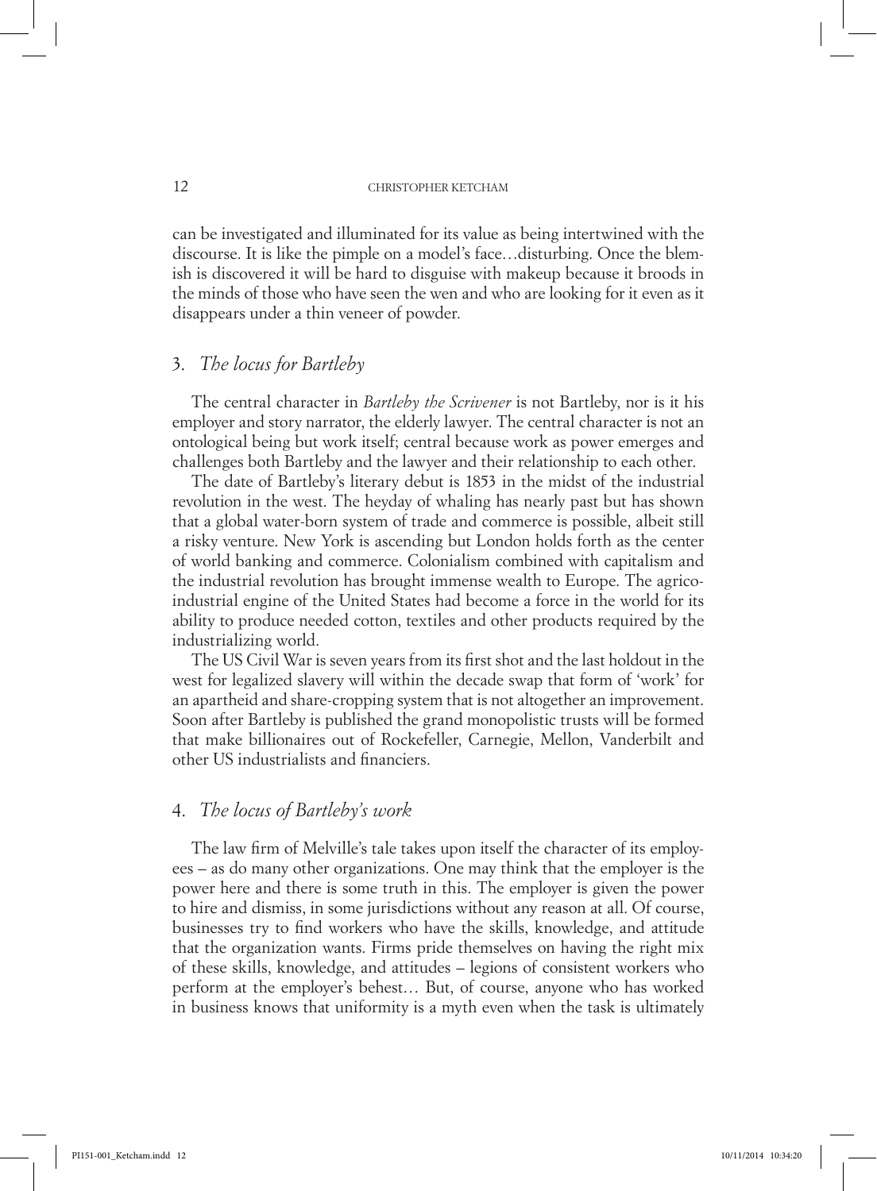can be investigated and illuminated for its value as being intertwined with the discourse. It is like the pimple on a model's face…disturbing. Once the blemish is discovered it will be hard to disguise with makeup because it broods in the minds of those who have seen the wen and who are looking for it even as it disappears under a thin veneer of powder.

## 3. *The locus for Bartleby*

The central character in *Bartleby the Scrivener* is not Bartleby, nor is it his employer and story narrator, the elderly lawyer. The central character is not an ontological being but work itself; central because work as power emerges and challenges both Bartleby and the lawyer and their relationship to each other.

The date of Bartleby's literary debut is 1853 in the midst of the industrial revolution in the west. The heyday of whaling has nearly past but has shown that a global water-born system of trade and commerce is possible, albeit still a risky venture. New York is ascending but London holds forth as the center of world banking and commerce. Colonialism combined with capitalism and the industrial revolution has brought immense wealth to Europe. The agrico-industrial engine of the United States had become a force in the world for its ability to produce needed cotton, textiles and other products required by the industrializing world.

The US Civil War is seven years from its first shot and the last holdout in the west for legalized slavery will within the decade swap that form of 'work' for an apartheid and share-cropping system that is not altogether an improvement. Soon after Bartleby is published the grand monopolistic trusts will be formed that make billionaires out of Rockefeller, Carnegie, Mellon, Vanderbilt and other US industrialists and financiers.

## 4. *The locus of Bartleby's work*

The law firm of Melville's tale takes upon itself the character of its employees – as do many other organizations. One may think that the employer is the power here and there is some truth in this. The employer is given the power to hire and dismiss, in some jurisdictions without any reason at all. Of course, businesses try to find workers who have the skills, knowledge, and attitude that the organization wants. Firms pride themselves on having the right mix of these skills, knowledge, and attitudes – legions of consistent workers who perform at the employer's behest… But, of course, anyone who has worked in business knows that uniformity is a myth even when the task is ultimately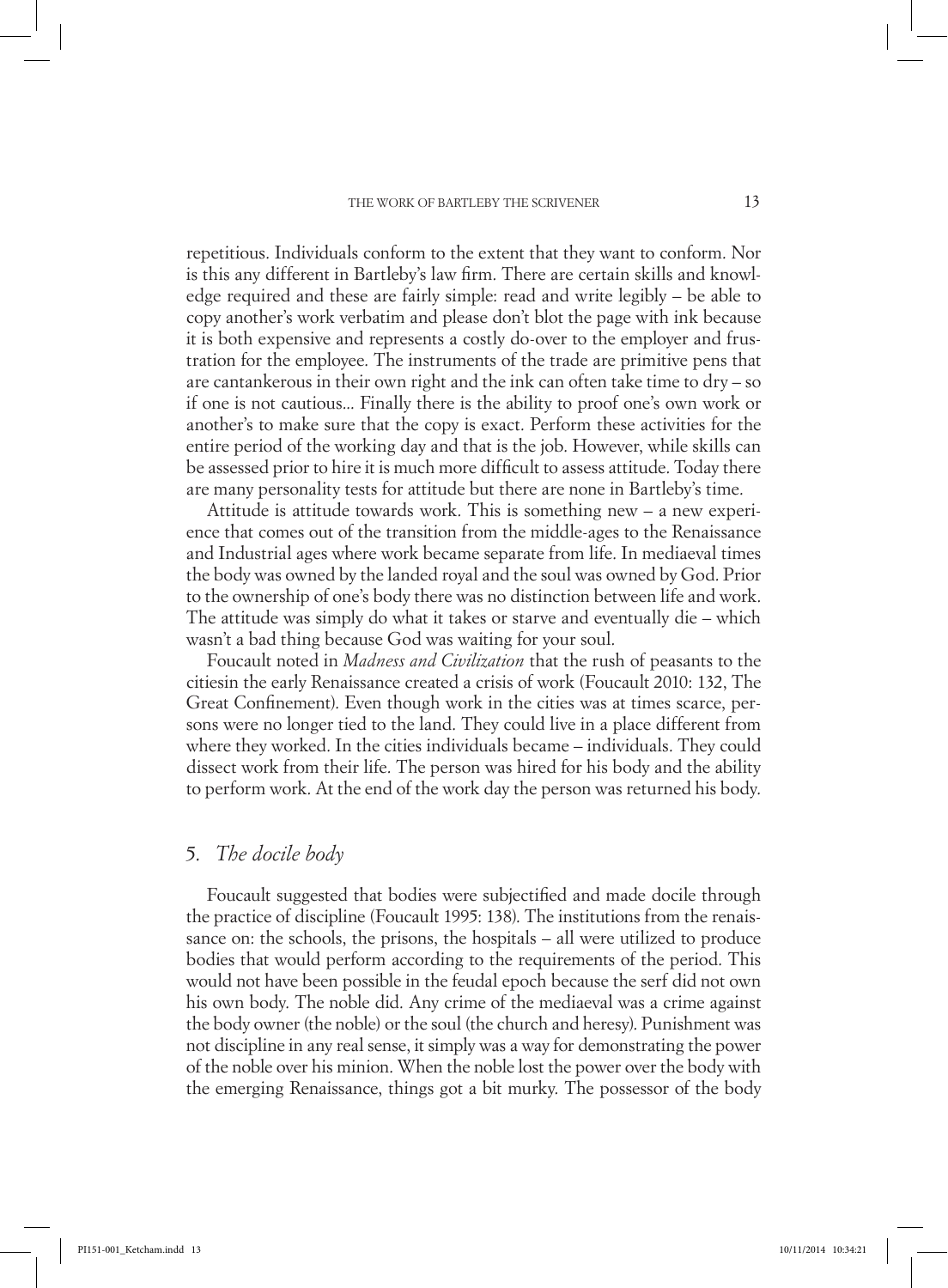repetitious. Individuals conform to the extent that they want to conform. Nor is this any different in Bartleby's law firm. There are certain skills and knowledge required and these are fairly simple: read and write legibly – be able to copy another's work verbatim and please don't blot the page with ink because it is both expensive and represents a costly do-over to the employer and frustration for the employee. The instruments of the trade are primitive pens that are cantankerous in their own right and the ink can often take time to dry – so if one is not cautious... Finally there is the ability to proof one's own work or another's to make sure that the copy is exact. Perform these activities for the entire period of the working day and that is the job. However, while skills can be assessed prior to hire it is much more difficult to assess attitude. Today there are many personality tests for attitude but there are none in Bartleby's time.

Attitude is attitude towards work. This is something new – a new experience that comes out of the transition from the middle-ages to the Renaissance and Industrial ages where work became separate from life. In mediaeval times the body was owned by the landed royal and the soul was owned by God. Prior to the ownership of one's body there was no distinction between life and work. The attitude was simply do what it takes or starve and eventually die – which wasn't a bad thing because God was waiting for your soul.

Foucault noted in *Madness and Civilization* that the rush of peasants to the citiesin the early Renaissance created a crisis of work (Foucault 2010: 132, The Great Confinement). Even though work in the cities was at times scarce, persons were no longer tied to the land. They could live in a place different from where they worked. In the cities individuals became – individuals. They could dissect work from their life. The person was hired for his body and the ability to perform work. At the end of the work day the person was returned his body.

## 5. *The docile body*

Foucault suggested that bodies were subjectified and made docile through the practice of discipline (Foucault 1995: 138). The institutions from the renaissance on: the schools, the prisons, the hospitals – all were utilized to produce bodies that would perform according to the requirements of the period. This would not have been possible in the feudal epoch because the serf did not own his own body. The noble did. Any crime of the mediaeval was a crime against the body owner (the noble) or the soul (the church and heresy). Punishment was not discipline in any real sense, it simply was a way for demonstrating the power of the noble over his minion. When the noble lost the power over the body with the emerging Renaissance, things got a bit murky. The possessor of the body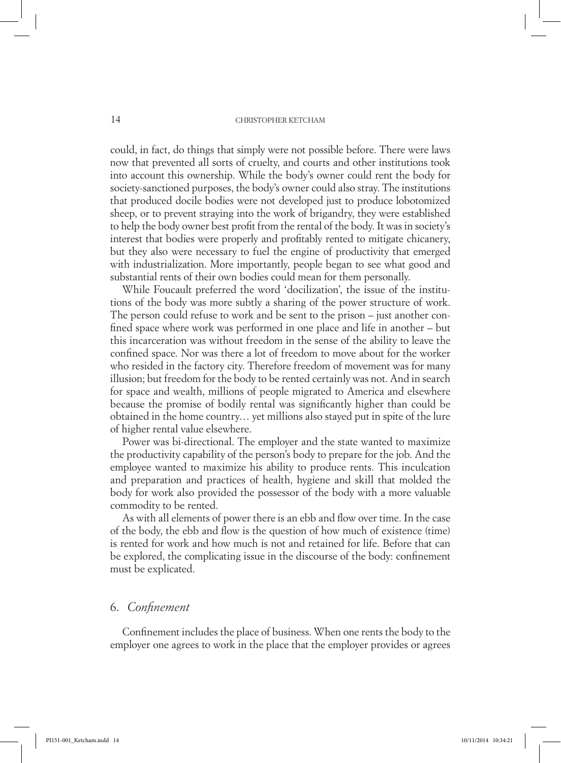could, in fact, do things that simply were not possible before. There were laws now that prevented all sorts of cruelty, and courts and other institutions took into account this ownership. While the body's owner could rent the body for society-sanctioned purposes, the body's owner could also stray. The institutions that produced docile bodies were not developed just to produce lobotomized sheep, or to prevent straying into the work of brigandry, they were established to help the body owner best profit from the rental of the body. It was in society's interest that bodies were properly and profitably rented to mitigate chicanery, but they also were necessary to fuel the engine of productivity that emerged with industrialization. More importantly, people began to see what good and substantial rents of their own bodies could mean for them personally.

While Foucault preferred the word 'docilization', the issue of the institutions of the body was more subtly a sharing of the power structure of work. The person could refuse to work and be sent to the prison – just another confined space where work was performed in one place and life in another – but this incarceration was without freedom in the sense of the ability to leave the confined space. Nor was there a lot of freedom to move about for the worker who resided in the factory city. Therefore freedom of movement was for many illusion; but freedom for the body to be rented certainly was not. And in search for space and wealth, millions of people migrated to America and elsewhere because the promise of bodily rental was significantly higher than could be obtained in the home country… yet millions also stayed put in spite of the lure of higher rental value elsewhere.

Power was bi-directional. The employer and the state wanted to maximize the productivity capability of the person's body to prepare for the job. And the employee wanted to maximize his ability to produce rents. This inculcation and preparation and practices of health, hygiene and skill that molded the body for work also provided the possessor of the body with a more valuable commodity to be rented.

As with all elements of power there is an ebb and flow over time. In the case of the body, the ebb and flow is the question of how much of existence (time) is rented for work and how much is not and retained for life. Before that can be explored, the complicating issue in the discourse of the body: confinement must be explicated.

## 6. *Confinement*

Confinement includes the place of business. When one rents the body to the employer one agrees to work in the place that the employer provides or agrees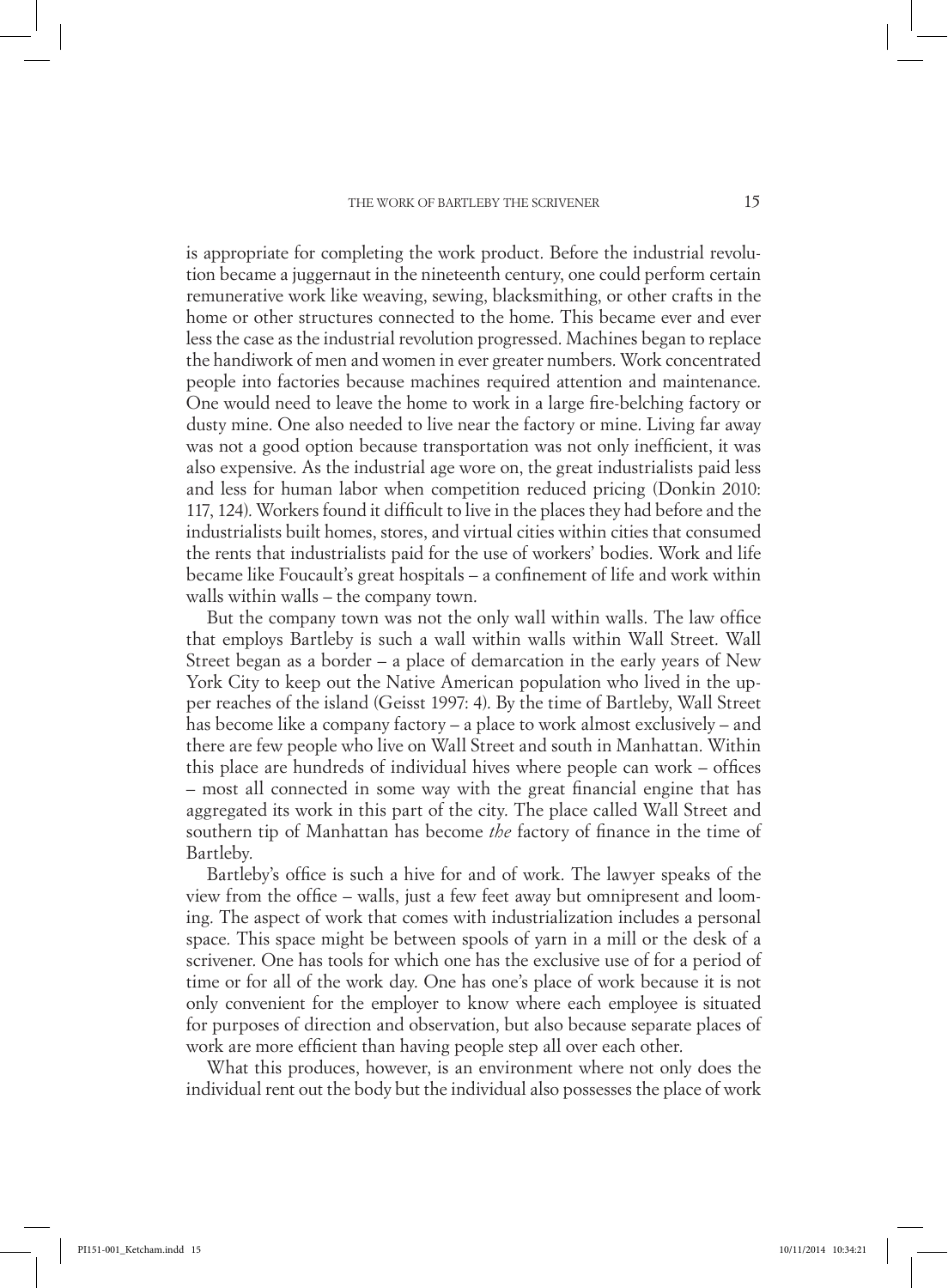is appropriate for completing the work product. Before the industrial revolution became a juggernaut in the nineteenth century, one could perform certain remunerative work like weaving, sewing, blacksmithing, or other crafts in the home or other structures connected to the home. This became ever and ever less the case as the industrial revolution progressed. Machines began to replace the handiwork of men and women in ever greater numbers. Work concentrated people into factories because machines required attention and maintenance. One would need to leave the home to work in a large fire-belching factory or dusty mine. One also needed to live near the factory or mine. Living far away was not a good option because transportation was not only inefficient, it was also expensive. As the industrial age wore on, the great industrialists paid less and less for human labor when competition reduced pricing (Donkin 2010: 117, 124). Workers found it difficult to live in the places they had before and the industrialists built homes, stores, and virtual cities within cities that consumed the rents that industrialists paid for the use of workers' bodies. Work and life became like Foucault's great hospitals – a confinement of life and work within walls within walls – the company town.

But the company town was not the only wall within walls. The law office that employs Bartleby is such a wall within walls within Wall Street. Wall Street began as a border – a place of demarcation in the early years of New York City to keep out the Native American population who lived in the upper reaches of the island (Geisst 1997: 4). By the time of Bartleby, Wall Street has become like a company factory – a place to work almost exclusively – and there are few people who live on Wall Street and south in Manhattan. Within this place are hundreds of individual hives where people can work – offices – most all connected in some way with the great financial engine that has aggregated its work in this part of the city. The place called Wall Street and southern tip of Manhattan has become *the* factory of finance in the time of Bartleby.

Bartleby's office is such a hive for and of work. The lawyer speaks of the view from the office – walls, just a few feet away but omnipresent and looming. The aspect of work that comes with industrialization includes a personal space. This space might be between spools of yarn in a mill or the desk of a scrivener. One has tools for which one has the exclusive use of for a period of time or for all of the work day. One has one's place of work because it is not only convenient for the employer to know where each employee is situated for purposes of direction and observation, but also because separate places of work are more efficient than having people step all over each other.

What this produces, however, is an environment where not only does the individual rent out the body but the individual also possesses the place of work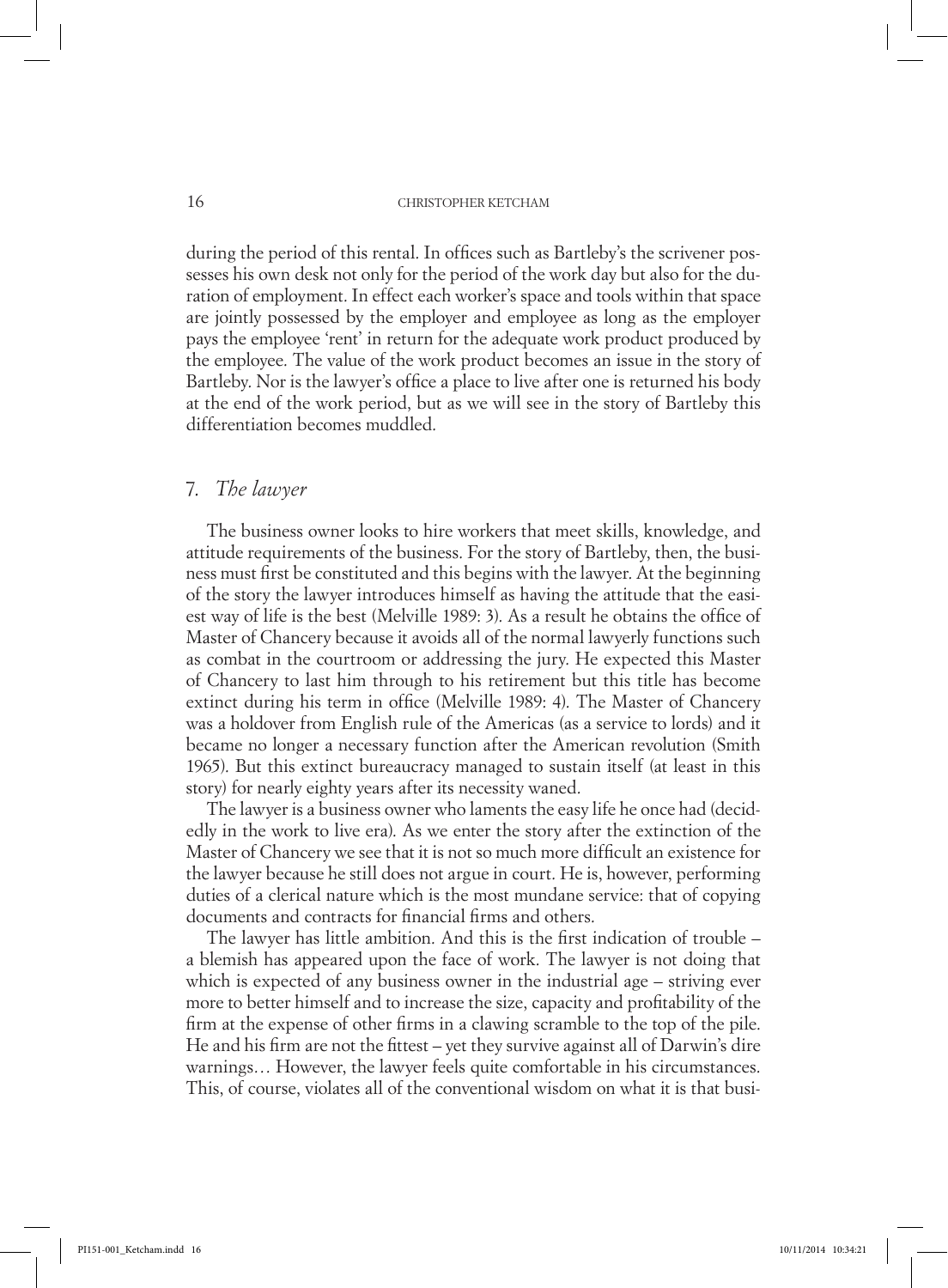during the period of this rental. In offices such as Bartleby's the scrivener possesses his own desk not only for the period of the work day but also for the duration of employment. In effect each worker's space and tools within that space are jointly possessed by the employer and employee as long as the employer pays the employee 'rent' in return for the adequate work product produced by the employee. The value of the work product becomes an issue in the story of Bartleby. Nor is the lawyer's office a place to live after one is returned his body at the end of the work period, but as we will see in the story of Bartleby this differentiation becomes muddled.

## 7. *The lawyer*

The business owner looks to hire workers that meet skills, knowledge, and attitude requirements of the business. For the story of Bartleby, then, the business must first be constituted and this begins with the lawyer. At the beginning of the story the lawyer introduces himself as having the attitude that the easiest way of life is the best (Melville 1989: 3). As a result he obtains the office of Master of Chancery because it avoids all of the normal lawyerly functions such as combat in the courtroom or addressing the jury. He expected this Master of Chancery to last him through to his retirement but this title has become extinct during his term in office (Melville 1989: 4). The Master of Chancery was a holdover from English rule of the Americas (as a service to lords) and it became no longer a necessary function after the American revolution (Smith 1965). But this extinct bureaucracy managed to sustain itself (at least in this story) for nearly eighty years after its necessity waned.

The lawyer is a business owner who laments the easy life he once had (decidedly in the work to live era). As we enter the story after the extinction of the Master of Chancery we see that it is not so much more difficult an existence for the lawyer because he still does not argue in court. He is, however, performing duties of a clerical nature which is the most mundane service: that of copying documents and contracts for financial firms and others.

The lawyer has little ambition. And this is the first indication of trouble – a blemish has appeared upon the face of work. The lawyer is not doing that which is expected of any business owner in the industrial age – striving ever more to better himself and to increase the size, capacity and profitability of the firm at the expense of other firms in a clawing scramble to the top of the pile. He and his firm are not the fittest – yet they survive against all of Darwin's dire warnings… However, the lawyer feels quite comfortable in his circumstances. This, of course, violates all of the conventional wisdom on what it is that busi-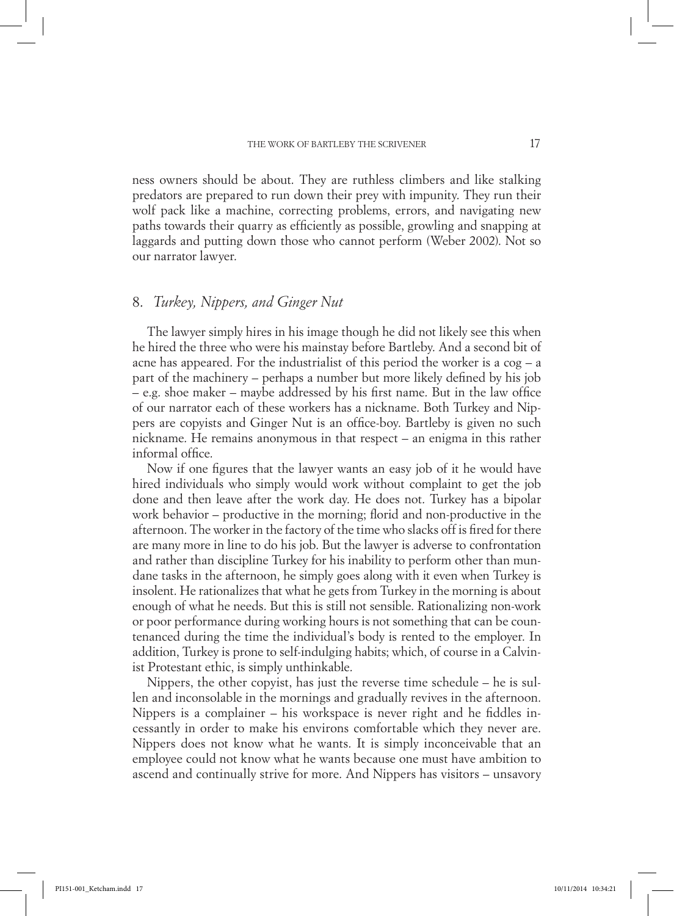ness owners should be about. They are ruthless climbers and like stalking predators are prepared to run down their prey with impunity. They run their wolf pack like a machine, correcting problems, errors, and navigating new paths towards their quarry as efficiently as possible, growling and snapping at laggards and putting down those who cannot perform (Weber 2002). Not so our narrator lawyer.

## 8. *Turkey, Nippers, and Ginger Nut*

The lawyer simply hires in his image though he did not likely see this when he hired the three who were his mainstay before Bartleby. And a second bit of acne has appeared. For the industrialist of this period the worker is a cog – a part of the machinery – perhaps a number but more likely defined by his job – e.g. shoe maker – maybe addressed by his first name. But in the law office of our narrator each of these workers has a nickname. Both Turkey and Nippers are copyists and Ginger Nut is an office-boy. Bartleby is given no such nickname. He remains anonymous in that respect – an enigma in this rather informal office.

Now if one figures that the lawyer wants an easy job of it he would have hired individuals who simply would work without complaint to get the job done and then leave after the work day. He does not. Turkey has a bipolar work behavior – productive in the morning; florid and non-productive in the afternoon. The worker in the factory of the time who slacks off is fired for there are many more in line to do his job. But the lawyer is adverse to confrontation and rather than discipline Turkey for his inability to perform other than mundane tasks in the afternoon, he simply goes along with it even when Turkey is insolent. He rationalizes that what he gets from Turkey in the morning is about enough of what he needs. But this is still not sensible. Rationalizing non-work or poor performance during working hours is not something that can be countenanced during the time the individual's body is rented to the employer. In addition, Turkey is prone to self-indulging habits; which, of course in a Calvinist Protestant ethic, is simply unthinkable.

Nippers, the other copyist, has just the reverse time schedule – he is sullen and inconsolable in the mornings and gradually revives in the afternoon. Nippers is a complainer – his workspace is never right and he fiddles incessantly in order to make his environs comfortable which they never are. Nippers does not know what he wants. It is simply inconceivable that an employee could not know what he wants because one must have ambition to ascend and continually strive for more. And Nippers has visitors – unsavory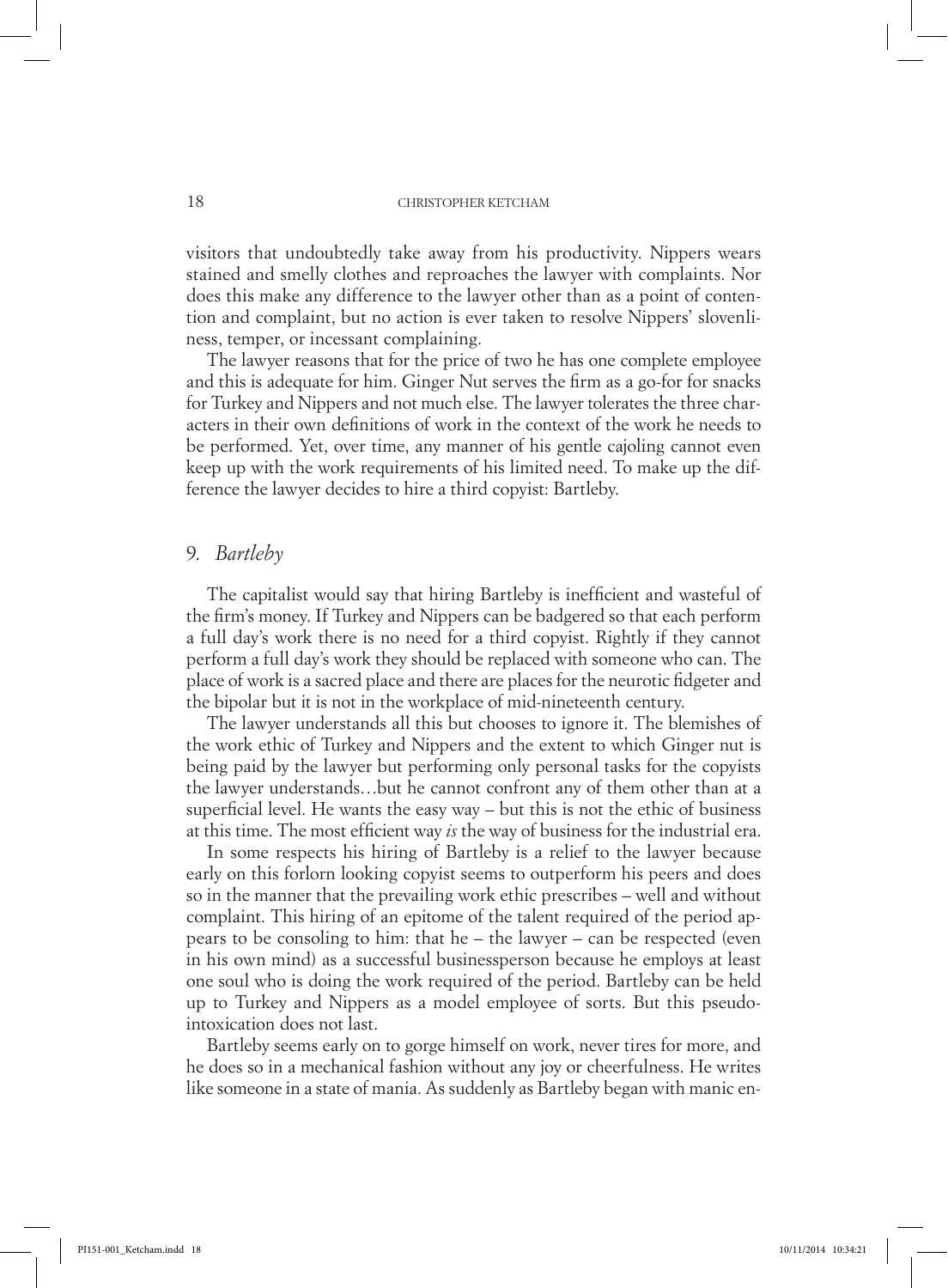visitors that undoubtedly take away from his productivity. Nippers wears stained and smelly clothes and reproaches the lawyer with complaints. Nor does this make any difference to the lawyer other than as a point of contention and complaint, but no action is ever taken to resolve Nippers' slovenliness, temper, or incessant complaining.

The lawyer reasons that for the price of two he has one complete employee and this is adequate for him. Ginger Nut serves the firm as a go-for for snacks for Turkey and Nippers and not much else. The lawyer tolerates the three characters in their own definitions of work in the context of the work he needs to be performed. Yet, over time, any manner of his gentle cajoling cannot even keep up with the work requirements of his limited need. To make up the difference the lawyer decides to hire a third copyist: Bartleby.

## 9. *Bartleby*

The capitalist would say that hiring Bartleby is inefficient and wasteful of the firm's money. If Turkey and Nippers can be badgered so that each perform a full day's work there is no need for a third copyist. Rightly if they cannot perform a full day's work they should be replaced with someone who can. The place of work is a sacred place and there are places for the neurotic fidgeter and the bipolar but it is not in the workplace of mid-nineteenth century.

The lawyer understands all this but chooses to ignore it. The blemishes of the work ethic of Turkey and Nippers and the extent to which Ginger nut is being paid by the lawyer but performing only personal tasks for the copyists the lawyer understands…but he cannot confront any of them other than at a superficial level. He wants the easy way – but this is not the ethic of business at this time. The most efficient way *is* the way of business for the industrial era.

In some respects his hiring of Bartleby is a relief to the lawyer because early on this forlorn looking copyist seems to outperform his peers and does so in the manner that the prevailing work ethic prescribes – well and without complaint. This hiring of an epitome of the talent required of the period appears to be consoling to him: that he – the lawyer – can be respected (even in his own mind) as a successful businessperson because he employs at least one soul who is doing the work required of the period. Bartleby can be held up to Turkey and Nippers as a model employee of sorts. But this pseudo-intoxication does not last.

Bartleby seems early on to gorge himself on work, never tires for more, and he does so in a mechanical fashion without any joy or cheerfulness. He writes like someone in a state of mania. As suddenly as Bartleby began with manic en-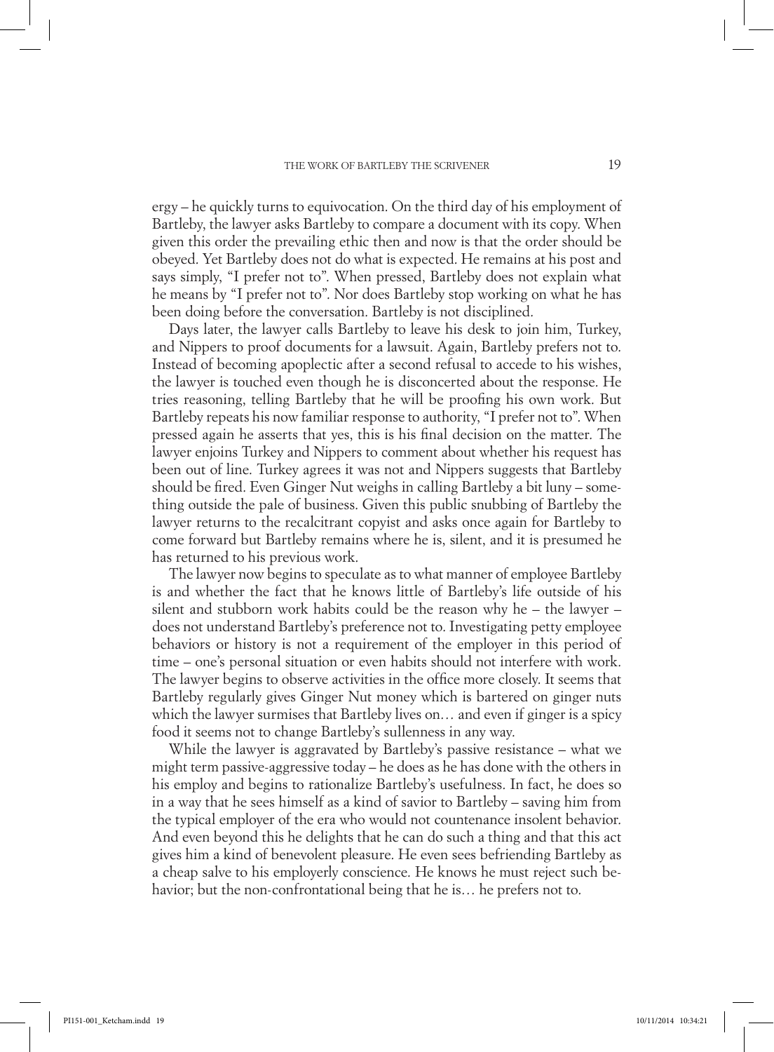ergy – he quickly turns to equivocation. On the third day of his employment of Bartleby, the lawyer asks Bartleby to compare a document with its copy. When given this order the prevailing ethic then and now is that the order should be obeyed. Yet Bartleby does not do what is expected. He remains at his post and says simply, "I prefer not to". When pressed, Bartleby does not explain what he means by "I prefer not to". Nor does Bartleby stop working on what he has been doing before the conversation. Bartleby is not disciplined.

Days later, the lawyer calls Bartleby to leave his desk to join him, Turkey, and Nippers to proof documents for a lawsuit. Again, Bartleby prefers not to. Instead of becoming apoplectic after a second refusal to accede to his wishes, the lawyer is touched even though he is disconcerted about the response. He tries reasoning, telling Bartleby that he will be proofing his own work. But Bartleby repeats his now familiar response to authority, "I prefer not to". When pressed again he asserts that yes, this is his final decision on the matter. The lawyer enjoins Turkey and Nippers to comment about whether his request has been out of line. Turkey agrees it was not and Nippers suggests that Bartleby should be fired. Even Ginger Nut weighs in calling Bartleby a bit luny – something outside the pale of business. Given this public snubbing of Bartleby the lawyer returns to the recalcitrant copyist and asks once again for Bartleby to come forward but Bartleby remains where he is, silent, and it is presumed he has returned to his previous work.

The lawyer now begins to speculate as to what manner of employee Bartleby is and whether the fact that he knows little of Bartleby's life outside of his silent and stubborn work habits could be the reason why he – the lawyer – does not understand Bartleby's preference not to. Investigating petty employee behaviors or history is not a requirement of the employer in this period of time – one's personal situation or even habits should not interfere with work. The lawyer begins to observe activities in the office more closely. It seems that Bartleby regularly gives Ginger Nut money which is bartered on ginger nuts which the lawyer surmises that Bartleby lives on… and even if ginger is a spicy food it seems not to change Bartleby's sullenness in any way.

While the lawyer is aggravated by Bartleby's passive resistance – what we might term passive-aggressive today – he does as he has done with the others in his employ and begins to rationalize Bartleby's usefulness. In fact, he does so in a way that he sees himself as a kind of savior to Bartleby – saving him from the typical employer of the era who would not countenance insolent behavior. And even beyond this he delights that he can do such a thing and that this act gives him a kind of benevolent pleasure. He even sees befriending Bartleby as a cheap salve to his employerly conscience. He knows he must reject such behavior; but the non-confrontational being that he is… he prefers not to.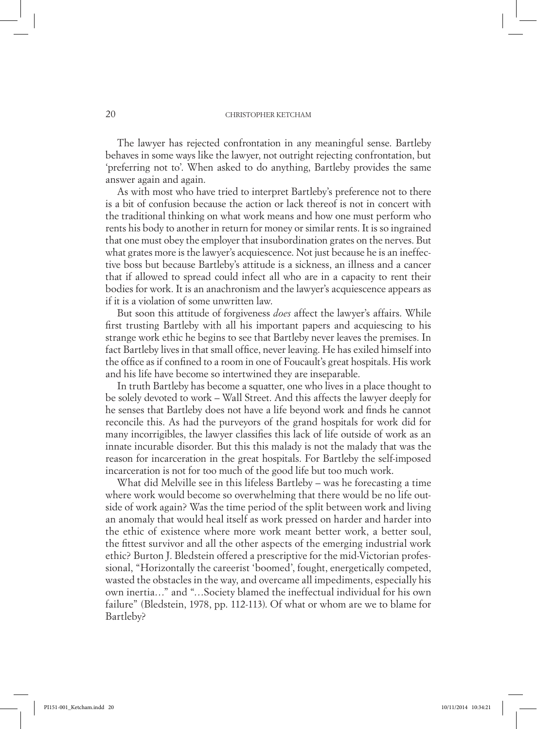The lawyer has rejected confrontation in any meaningful sense. Bartleby behaves in some ways like the lawyer, not outright rejecting confrontation, but 'preferring not to'. When asked to do anything, Bartleby provides the same answer again and again.

As with most who have tried to interpret Bartleby's preference not to there is a bit of confusion because the action or lack thereof is not in concert with the traditional thinking on what work means and how one must perform who rents his body to another in return for money or similar rents. It is so ingrained that one must obey the employer that insubordination grates on the nerves. But what grates more is the lawyer's acquiescence. Not just because he is an ineffective boss but because Bartleby's attitude is a sickness, an illness and a cancer that if allowed to spread could infect all who are in a capacity to rent their bodies for work. It is an anachronism and the lawyer's acquiescence appears as if it is a violation of some unwritten law.

But soon this attitude of forgiveness *does* affect the lawyer's affairs. While first trusting Bartleby with all his important papers and acquiescing to his strange work ethic he begins to see that Bartleby never leaves the premises. In fact Bartleby lives in that small office, never leaving. He has exiled himself into the office as if confined to a room in one of Foucault's great hospitals. His work and his life have become so intertwined they are inseparable.

In truth Bartleby has become a squatter, one who lives in a place thought to be solely devoted to work – Wall Street. And this affects the lawyer deeply for he senses that Bartleby does not have a life beyond work and finds he cannot reconcile this. As had the purveyors of the grand hospitals for work did for many incorrigibles, the lawyer classifies this lack of life outside of work as an innate incurable disorder. But this this malady is not the malady that was the reason for incarceration in the great hospitals. For Bartleby the self-imposed incarceration is not for too much of the good life but too much work.

What did Melville see in this lifeless Bartleby – was he forecasting a time where work would become so overwhelming that there would be no life outside of work again? Was the time period of the split between work and living an anomaly that would heal itself as work pressed on harder and harder into the ethic of existence where more work meant better work, a better soul, the fittest survivor and all the other aspects of the emerging industrial work ethic? Burton J. Bledstein offered a prescriptive for the mid-Victorian professional, "Horizontally the careerist 'boomed', fought, energetically competed, wasted the obstacles in the way, and overcame all impediments, especially his own inertia…" and "…Society blamed the ineffectual individual for his own failure" (Bledstein, 1978, pp. 112-113). Of what or whom are we to blame for Bartleby?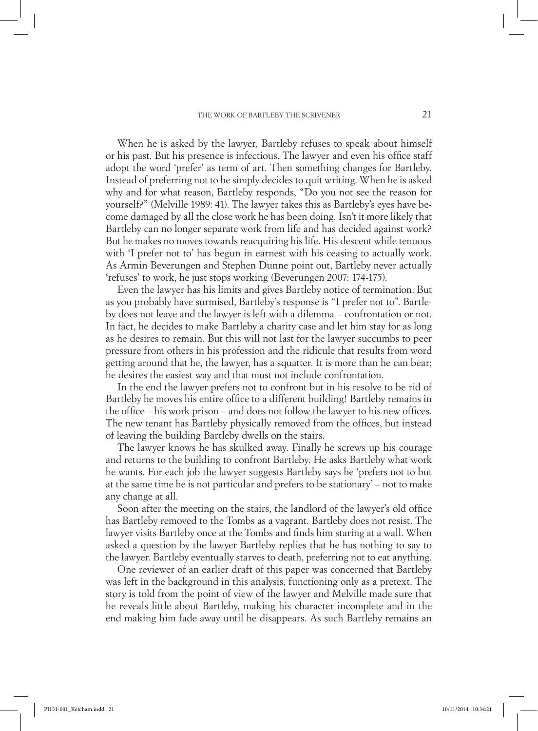When he is asked by the lawyer, Bartleby refuses to speak about himself or his past. But his presence is infectious. The lawyer and even his office staff adopt the word 'prefer' as term of art. Then something changes for Bartleby. Instead of preferring not to he simply decides to quit writing. When he is asked why and for what reason, Bartleby responds, "Do you not see the reason for yourself?" (Melville 1989: 41). The lawyer takes this as Bartleby's eyes have become damaged by all the close work he has been doing. Isn't it more likely that Bartleby can no longer separate work from life and has decided against work? But he makes no moves towards reacquiring his life. His descent while tenuous with 'I prefer not to' has begun in earnest with his ceasing to actually work. As Armin Beverungen and Stephen Dunne point out, Bartleby never actually 'refuses' to work, he just stops working (Beverungen 2007: 174-175).

Even the lawyer has his limits and gives Bartleby notice of termination. But as you probably have surmised, Bartleby's response is "I prefer not to". Bartleby does not leave and the lawyer is left with a dilemma – confrontation or not. In fact, he decides to make Bartleby a charity case and let him stay for as long as he desires to remain. But this will not last for the lawyer succumbs to peer pressure from others in his profession and the ridicule that results from word getting around that he, the lawyer, has a squatter. It is more than he can bear; he desires the easiest way and that must not include confrontation.

In the end the lawyer prefers not to confront but in his resolve to be rid of Bartleby he moves his entire office to a different building! Bartleby remains in the office – his work prison – and does not follow the lawyer to his new offices. The new tenant has Bartleby physically removed from the offices, but instead of leaving the building Bartleby dwells on the stairs.

The lawyer knows he has skulked away. Finally he screws up his courage and returns to the building to confront Bartleby. He asks Bartleby what work he wants. For each job the lawyer suggests Bartleby says he 'prefers not to but at the same time he is not particular and prefers to be stationary' – not to make any change at all.

Soon after the meeting on the stairs, the landlord of the lawyer's old office has Bartleby removed to the Tombs as a vagrant. Bartleby does not resist. The lawyer visits Bartleby once at the Tombs and finds him staring at a wall. When asked a question by the lawyer Bartleby replies that he has nothing to say to the lawyer. Bartleby eventually starves to death, preferring not to eat anything.

One reviewer of an earlier draft of this paper was concerned that Bartleby was left in the background in this analysis, functioning only as a pretext. The story is told from the point of view of the lawyer and Melville made sure that he reveals little about Bartleby, making his character incomplete and in the end making him fade away until he disappears. As such Bartleby remains an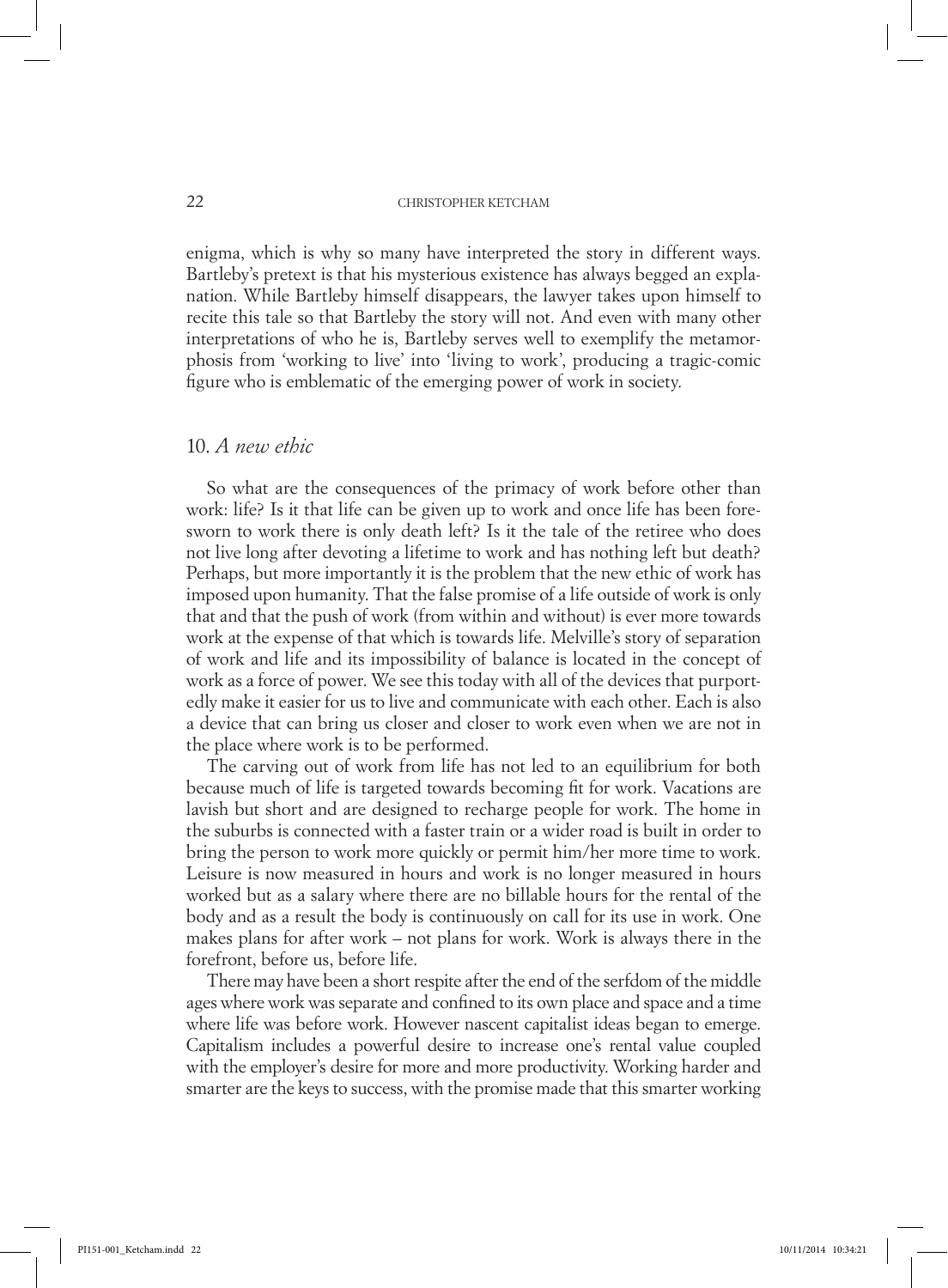enigma, which is why so many have interpreted the story in different ways. Bartleby's pretext is that his mysterious existence has always begged an explanation. While Bartleby himself disappears, the lawyer takes upon himself to recite this tale so that Bartleby the story will not. And even with many other interpretations of who he is, Bartleby serves well to exemplify the metamorphosis from 'working to live' into 'living to work', producing a tragic-comic figure who is emblematic of the emerging power of work in society.

## 10. *A new ethic*

So what are the consequences of the primacy of work before other than work: life? Is it that life can be given up to work and once life has been foresworn to work there is only death left? Is it the tale of the retiree who does not live long after devoting a lifetime to work and has nothing left but death? Perhaps, but more importantly it is the problem that the new ethic of work has imposed upon humanity. That the false promise of a life outside of work is only that and that the push of work (from within and without) is ever more towards work at the expense of that which is towards life. Melville's story of separation of work and life and its impossibility of balance is located in the concept of work as a force of power. We see this today with all of the devices that purportedly make it easier for us to live and communicate with each other. Each is also a device that can bring us closer and closer to work even when we are not in the place where work is to be performed.

The carving out of work from life has not led to an equilibrium for both because much of life is targeted towards becoming fit for work. Vacations are lavish but short and are designed to recharge people for work. The home in the suburbs is connected with a faster train or a wider road is built in order to bring the person to work more quickly or permit him/her more time to work. Leisure is now measured in hours and work is no longer measured in hours worked but as a salary where there are no billable hours for the rental of the body and as a result the body is continuously on call for its use in work. One makes plans for after work – not plans for work. Work is always there in the forefront, before us, before life.

There may have been a short respite after the end of the serfdom of the middle ages where work was separate and confined to its own place and space and a time where life was before work. However nascent capitalist ideas began to emerge. Capitalism includes a powerful desire to increase one's rental value coupled with the employer's desire for more and more productivity. Working harder and smarter are the keys to success, with the promise made that this smarter working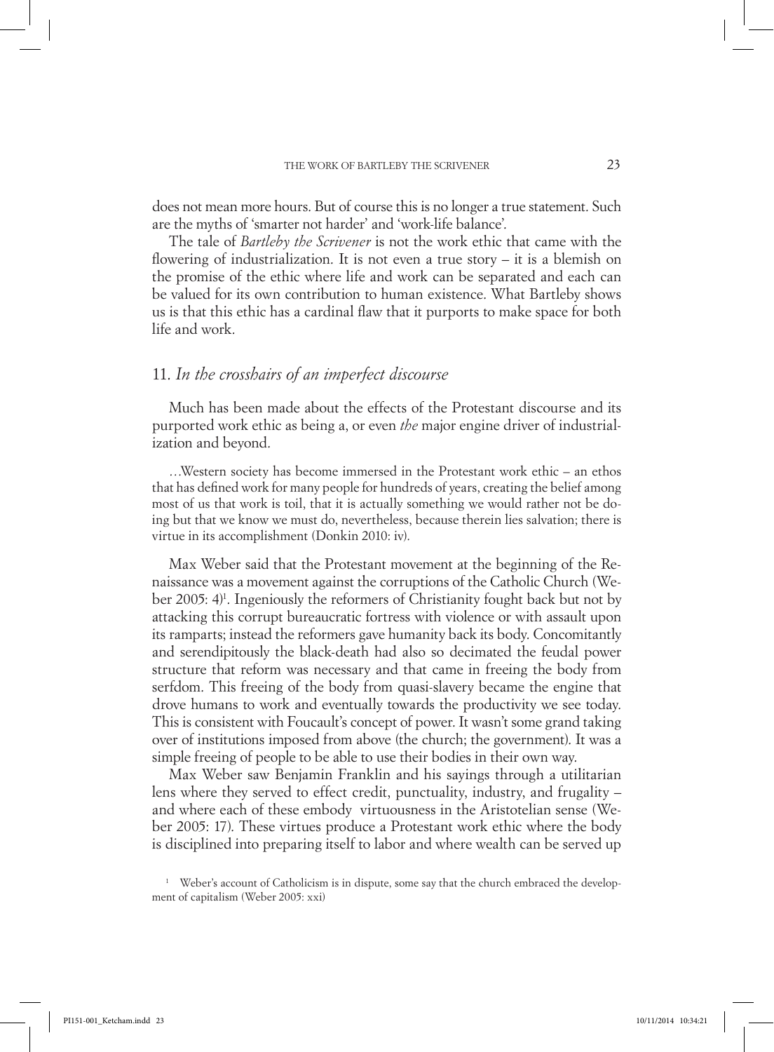does not mean more hours. But of course this is no longer a true statement. Such are the myths of 'smarter not harder' and 'work-life balance'.

The tale of *Bartleby the Scrivener* is not the work ethic that came with the flowering of industrialization. It is not even a true story – it is a blemish on the promise of the ethic where life and work can be separated and each can be valued for its own contribution to human existence. What Bartleby shows us is that this ethic has a cardinal flaw that it purports to make space for both life and work.

## 11. *In the crosshairs of an imperfect discourse*

Much has been made about the effects of the Protestant discourse and its purported work ethic as being a, or even *the* major engine driver of industrialization and beyond.

> …Western society has become immersed in the Protestant work ethic – an ethos that has defined work for many people for hundreds of years, creating the belief among most of us that work is toil, that it is actually something we would rather not be doing but that we know we must do, nevertheless, because therein lies salvation; there is virtue in its accomplishment (Donkin 2010: iv).

Max Weber said that the Protestant movement at the beginning of the Renaissance was a movement against the corruptions of the Catholic Church (Weber 2005: 4)[1]. Ingeniously the reformers of Christianity fought back but not by attacking this corrupt bureaucratic fortress with violence or with assault upon its ramparts; instead the reformers gave humanity back its body. Concomitantly and serendipitously the black-death had also so decimated the feudal power structure that reform was necessary and that came in freeing the body from serfdom. This freeing of the body from quasi-slavery became the engine that drove humans to work and eventually towards the productivity we see today. This is consistent with Foucault's concept of power. It wasn't some grand taking over of institutions imposed from above (the church; the government). It was a simple freeing of people to be able to use their bodies in their own way.

Max Weber saw Benjamin Franklin and his sayings through a utilitarian lens where they served to effect credit, punctuality, industry, and frugality – and where each of these embody virtuousness in the Aristotelian sense (Weber 2005: 17). These virtues produce a Protestant work ethic where the body is disciplined into preparing itself to labor and where wealth can be served up

[1] Weber's account of Catholicism is in dispute, some say that the church embraced the development of capitalism (Weber 2005: xxi)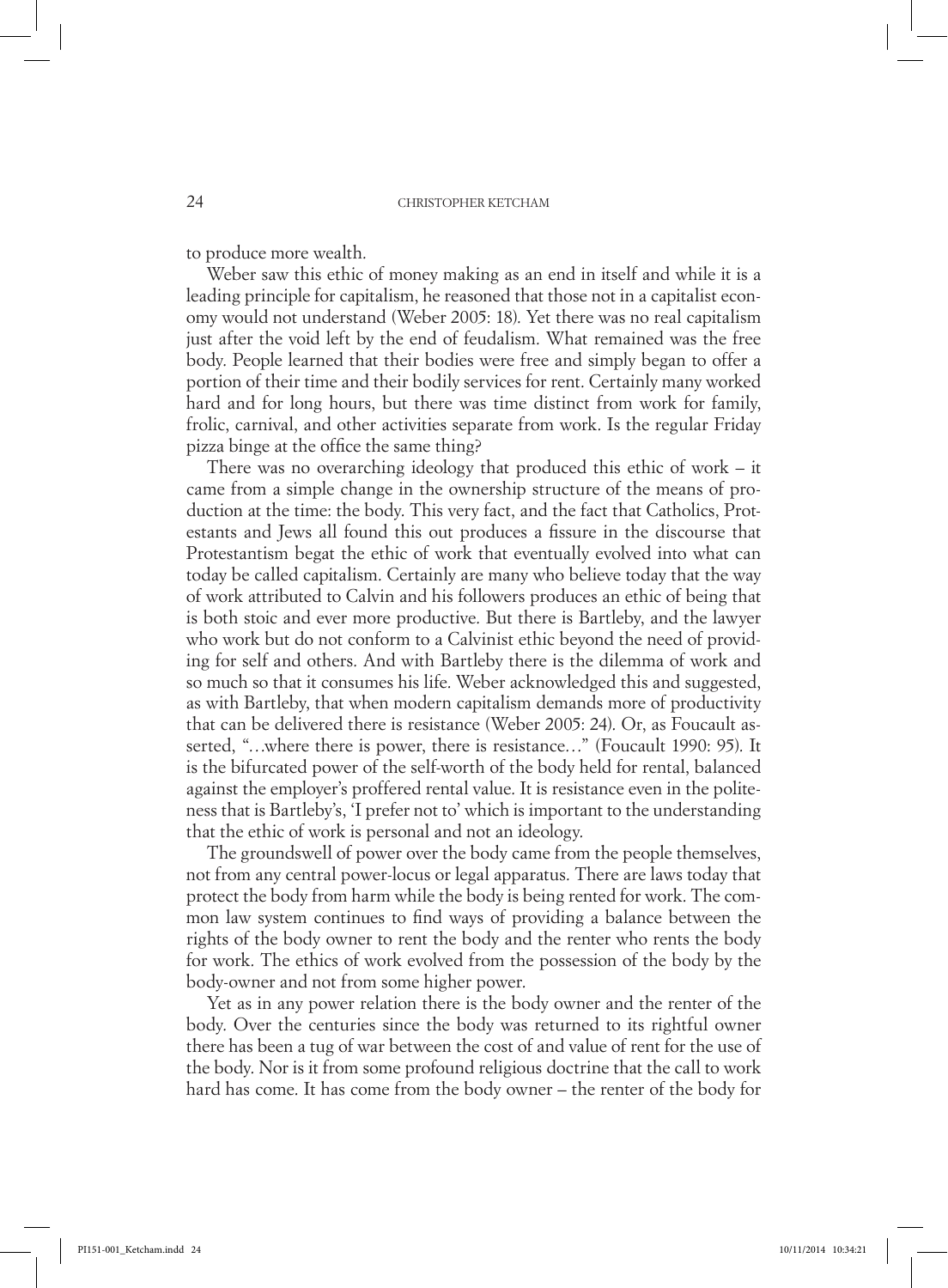to produce more wealth.

Weber saw this ethic of money making as an end in itself and while it is a leading principle for capitalism, he reasoned that those not in a capitalist economy would not understand (Weber 2005: 18). Yet there was no real capitalism just after the void left by the end of feudalism. What remained was the free body. People learned that their bodies were free and simply began to offer a portion of their time and their bodily services for rent. Certainly many worked hard and for long hours, but there was time distinct from work for family, frolic, carnival, and other activities separate from work. Is the regular Friday pizza binge at the office the same thing?

There was no overarching ideology that produced this ethic of work – it came from a simple change in the ownership structure of the means of production at the time: the body. This very fact, and the fact that Catholics, Protestants and Jews all found this out produces a fissure in the discourse that Protestantism begat the ethic of work that eventually evolved into what can today be called capitalism. Certainly are many who believe today that the way of work attributed to Calvin and his followers produces an ethic of being that is both stoic and ever more productive. But there is Bartleby, and the lawyer who work but do not conform to a Calvinist ethic beyond the need of providing for self and others. And with Bartleby there is the dilemma of work and so much so that it consumes his life. Weber acknowledged this and suggested, as with Bartleby, that when modern capitalism demands more of productivity that can be delivered there is resistance (Weber 2005: 24). Or, as Foucault asserted, "…where there is power, there is resistance…" (Foucault 1990: 95). It is the bifurcated power of the self-worth of the body held for rental, balanced against the employer's proffered rental value. It is resistance even in the politeness that is Bartleby's, 'I prefer not to' which is important to the understanding that the ethic of work is personal and not an ideology.

The groundswell of power over the body came from the people themselves, not from any central power-locus or legal apparatus. There are laws today that protect the body from harm while the body is being rented for work. The common law system continues to find ways of providing a balance between the rights of the body owner to rent the body and the renter who rents the body for work. The ethics of work evolved from the possession of the body by the body-owner and not from some higher power.

Yet as in any power relation there is the body owner and the renter of the body. Over the centuries since the body was returned to its rightful owner there has been a tug of war between the cost of and value of rent for the use of the body. Nor is it from some profound religious doctrine that the call to work hard has come. It has come from the body owner – the renter of the body for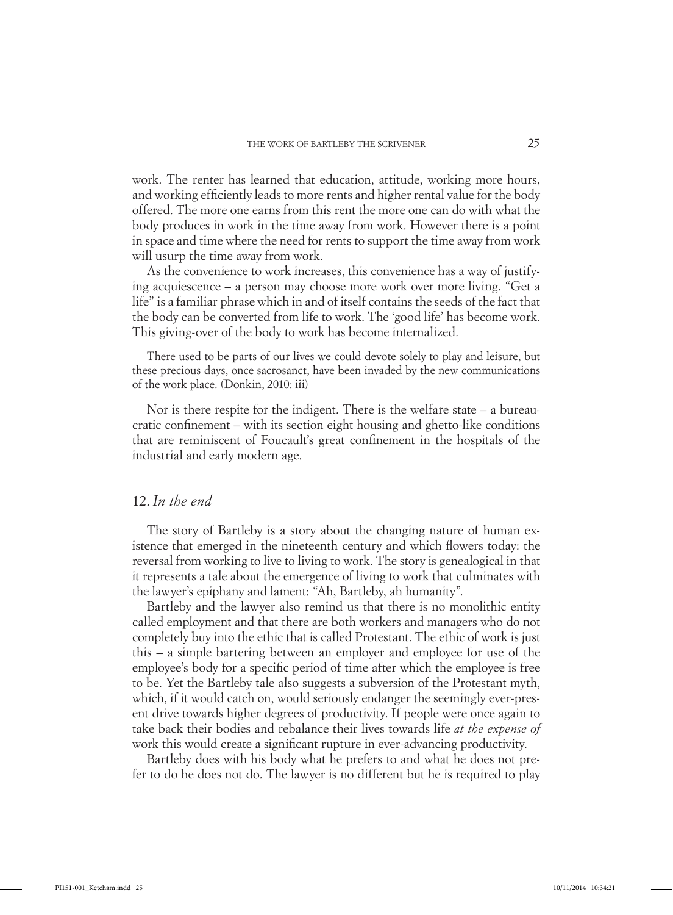work. The renter has learned that education, attitude, working more hours, and working efficiently leads to more rents and higher rental value for the body offered. The more one earns from this rent the more one can do with what the body produces in work in the time away from work. However there is a point in space and time where the need for rents to support the time away from work will usurp the time away from work.

As the convenience to work increases, this convenience has a way of justifying acquiescence – a person may choose more work over more living. "Get a life" is a familiar phrase which in and of itself contains the seeds of the fact that the body can be converted from life to work. The 'good life' has become work. This giving-over of the body to work has become internalized.

> There used to be parts of our lives we could devote solely to play and leisure, but these precious days, once sacrosanct, have been invaded by the new communications of the work place. (Donkin, 2010: iii)

Nor is there respite for the indigent. There is the welfare state – a bureaucratic confinement – with its section eight housing and ghetto-like conditions that are reminiscent of Foucault's great confinement in the hospitals of the industrial and early modern age.

## 12. *In the end*

The story of Bartleby is a story about the changing nature of human existence that emerged in the nineteenth century and which flowers today: the reversal from working to live to living to work. The story is genealogical in that it represents a tale about the emergence of living to work that culminates with the lawyer's epiphany and lament: "Ah, Bartleby, ah humanity".

Bartleby and the lawyer also remind us that there is no monolithic entity called employment and that there are both workers and managers who do not completely buy into the ethic that is called Protestant. The ethic of work is just this – a simple bartering between an employer and employee for use of the employee's body for a specific period of time after which the employee is free to be. Yet the Bartleby tale also suggests a subversion of the Protestant myth, which, if it would catch on, would seriously endanger the seemingly ever-present drive towards higher degrees of productivity. If people were once again to take back their bodies and rebalance their lives towards life *at the expense of* work this would create a significant rupture in ever-advancing productivity.

Bartleby does with his body what he prefers to and what he does not prefer to do he does not do. The lawyer is no different but he is required to play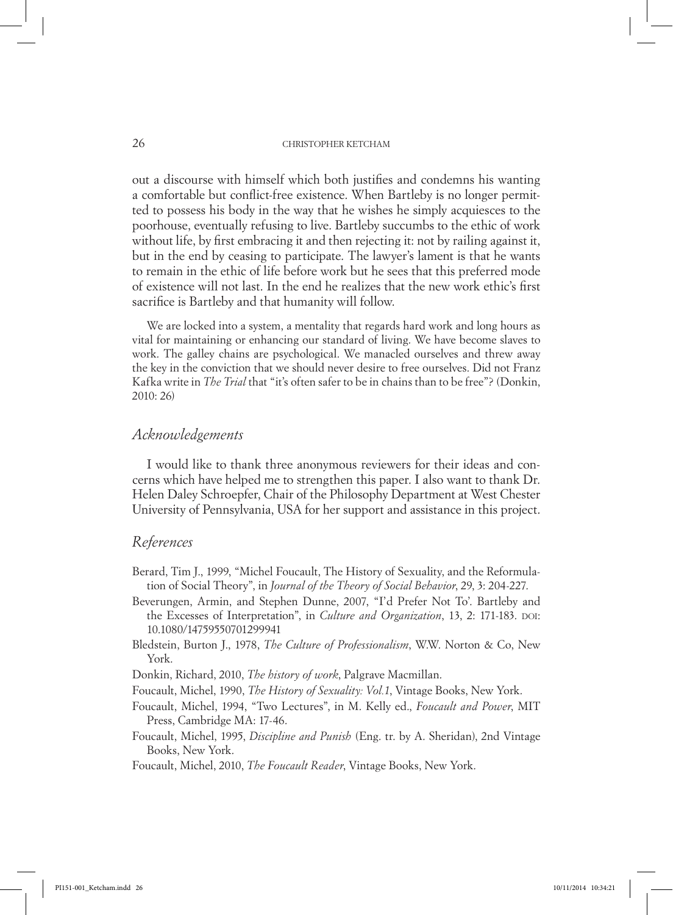out a discourse with himself which both justifies and condemns his wanting a comfortable but conflict-free existence. When Bartleby is no longer permitted to possess his body in the way that he wishes he simply acquiesces to the poorhouse, eventually refusing to live. Bartleby succumbs to the ethic of work without life, by first embracing it and then rejecting it: not by railing against it, but in the end by ceasing to participate. The lawyer's lament is that he wants to remain in the ethic of life before work but he sees that this preferred mode of existence will not last. In the end he realizes that the new work ethic's first sacrifice is Bartleby and that humanity will follow.

> We are locked into a system, a mentality that regards hard work and long hours as vital for maintaining or enhancing our standard of living. We have become slaves to work. The galley chains are psychological. We manacled ourselves and threw away the key in the conviction that we should never desire to free ourselves. Did not Franz Kafka write in *The Trial* that "it's often safer to be in chains than to be free"? (Donkin, 2010: 26)

## *Acknowledgements*

I would like to thank three anonymous reviewers for their ideas and concerns which have helped me to strengthen this paper. I also want to thank Dr. Helen Daley Schroepfer, Chair of the Philosophy Department at West Chester University of Pennsylvania, USA for her support and assistance in this project.

## *References*

Berard, Tim J., 1999, "Michel Foucault, The History of Sexuality, and the Reformulation of Social Theory", in *Journal of the Theory of Social Behavior*, 29, 3: 204-227.

Beverungen, Armin, and Stephen Dunne, 2007, "I'd Prefer Not To'. Bartleby and the Excesses of Interpretation", in *Culture and Organization*, 13, 2: 171-183. DOI: 10.1080/14759550701299941

Bledstein, Burton J., 1978, *The Culture of Professionalism*, W.W. Norton & Co, New York.

Donkin, Richard, 2010, *The history of work*, Palgrave Macmillan.

Foucault, Michel, 1990, *The History of Sexuality: Vol.1*, Vintage Books, New York.

Foucault, Michel, 1994, "Two Lectures", in M. Kelly ed., *Foucault and Power*, MIT Press, Cambridge MA: 17-46.

Foucault, Michel, 1995, *Discipline and Punish* (Eng. tr. by A. Sheridan), 2nd Vintage Books, New York.

Foucault, Michel, 2010, *The Foucault Reader*, Vintage Books, New York.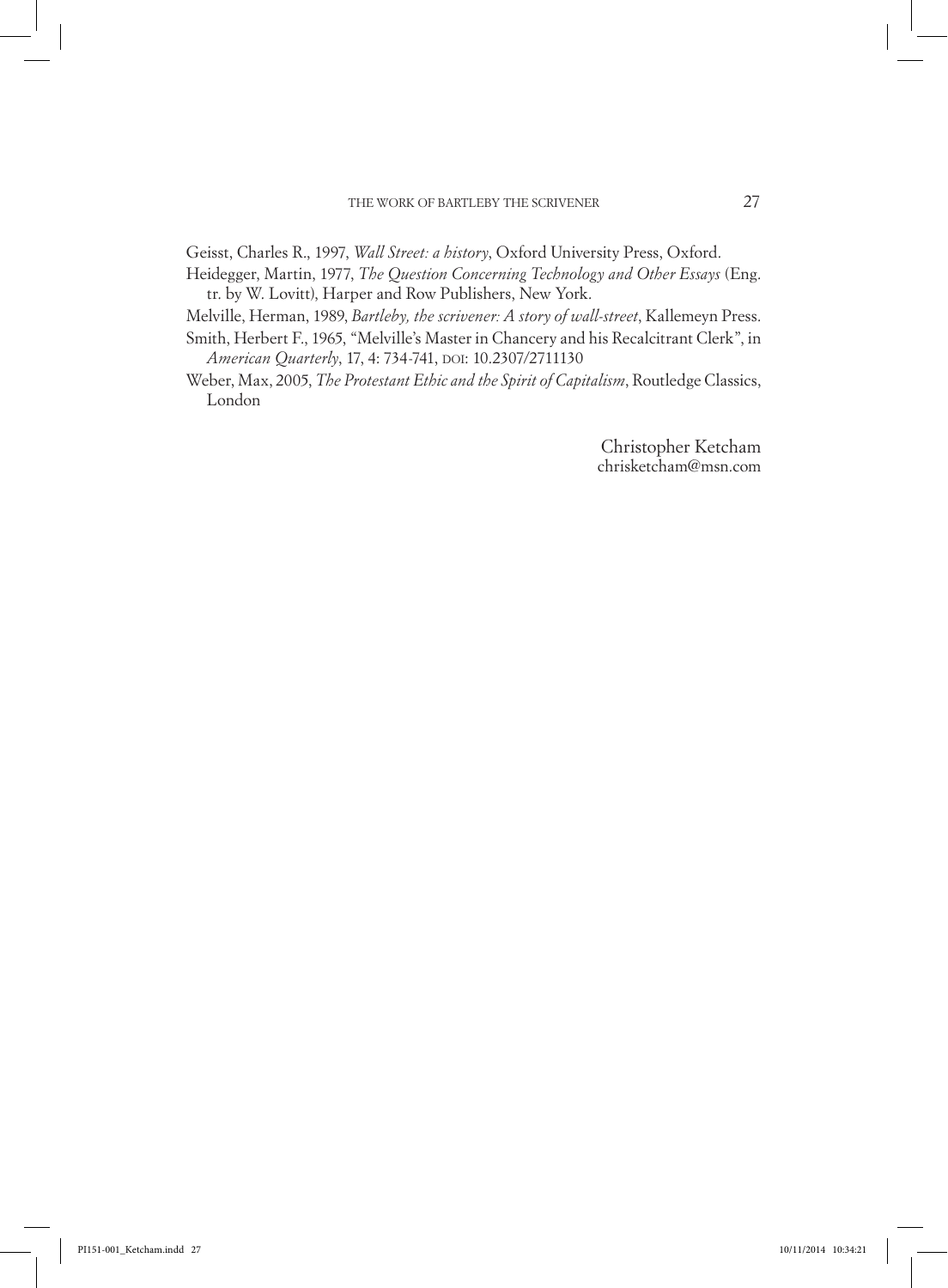Geisst, Charles R., 1997, *Wall Street: a history*, Oxford University Press, Oxford.

Heidegger, Martin, 1977, *The Question Concerning Technology and Other Essays* (Eng. tr. by W. Lovitt), Harper and Row Publishers, New York.

Melville, Herman, 1989, *Bartleby, the scrivener: A story of wall-street*, Kallemeyn Press.

Smith, Herbert F., 1965, "Melville's Master in Chancery and his Recalcitrant Clerk", in *American Quarterly*, 17, 4: 734-741, DOI: 10.2307/2711130

Weber, Max, 2005, *The Protestant Ethic and the Spirit of Capitalism*, Routledge Classics, London

Christopher Ketcham
chrisketcham@msn.com